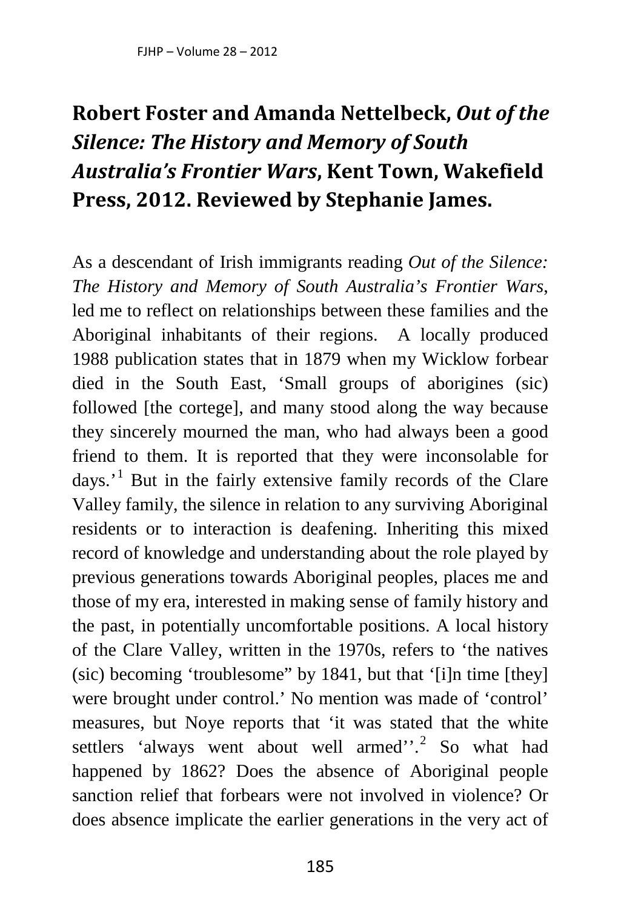# Robert Foster and Amanda Nettelbeck, *Out of the Silence: The History and Memory of South Australia's Frontier Wars*, Kent Town, Wakefield Press, 2012. Reviewed by Stephanie James.

As a descendant of Irish immigrants reading *Out of the Silence: The History and Memory of South Australia's Frontier Wars*, led me to reflect on relationships between these families and the Aboriginal inhabitants of their regions. A locally produced 1988 publication states that in 1879 when my Wicklow forbear died in the South East, 'Small groups of aborigines (sic) followed [the cortege], and many stood along the way because they sincerely mourned the man, who had always been a good friend to them. It is reported that they were inconsolable for days.'[1] But in the fairly extensive family records of the Clare Valley family, the silence in relation to any surviving Aboriginal residents or to interaction is deafening. Inheriting this mixed record of knowledge and understanding about the role played by previous generations towards Aboriginal peoples, places me and those of my era, interested in making sense of family history and the past, in potentially uncomfortable positions. A local history of the Clare Valley, written in the 1970s, refers to 'the natives (sic) becoming 'troublesome" by 1841, but that '[i]n time [they] were brought under control.' No mention was made of 'control' measures, but Noye reports that 'it was stated that the white settlers 'always went about well armed''.[2] So what had happened by 1862? Does the absence of Aboriginal people sanction relief that forbears were not involved in violence? Or does absence implicate the earlier generations in the very act of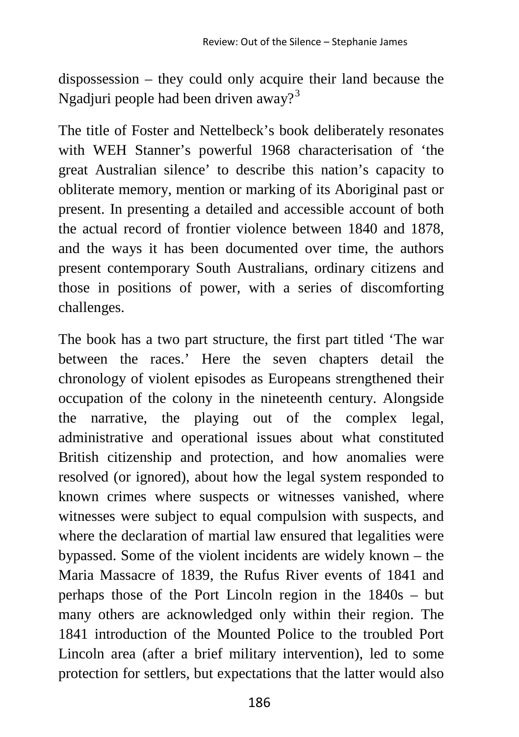dispossession – they could only acquire their land because the Ngadjuri people had been driven away?[3]

The title of Foster and Nettelbeck's book deliberately resonates with WEH Stanner's powerful 1968 characterisation of 'the great Australian silence' to describe this nation's capacity to obliterate memory, mention or marking of its Aboriginal past or present. In presenting a detailed and accessible account of both the actual record of frontier violence between 1840 and 1878, and the ways it has been documented over time, the authors present contemporary South Australians, ordinary citizens and those in positions of power, with a series of discomforting challenges.

The book has a two part structure, the first part titled 'The war between the races.' Here the seven chapters detail the chronology of violent episodes as Europeans strengthened their occupation of the colony in the nineteenth century. Alongside the narrative, the playing out of the complex legal, administrative and operational issues about what constituted British citizenship and protection, and how anomalies were resolved (or ignored), about how the legal system responded to known crimes where suspects or witnesses vanished, where witnesses were subject to equal compulsion with suspects, and where the declaration of martial law ensured that legalities were bypassed. Some of the violent incidents are widely known – the Maria Massacre of 1839, the Rufus River events of 1841 and perhaps those of the Port Lincoln region in the 1840s – but many others are acknowledged only within their region. The 1841 introduction of the Mounted Police to the troubled Port Lincoln area (after a brief military intervention), led to some protection for settlers, but expectations that the latter would also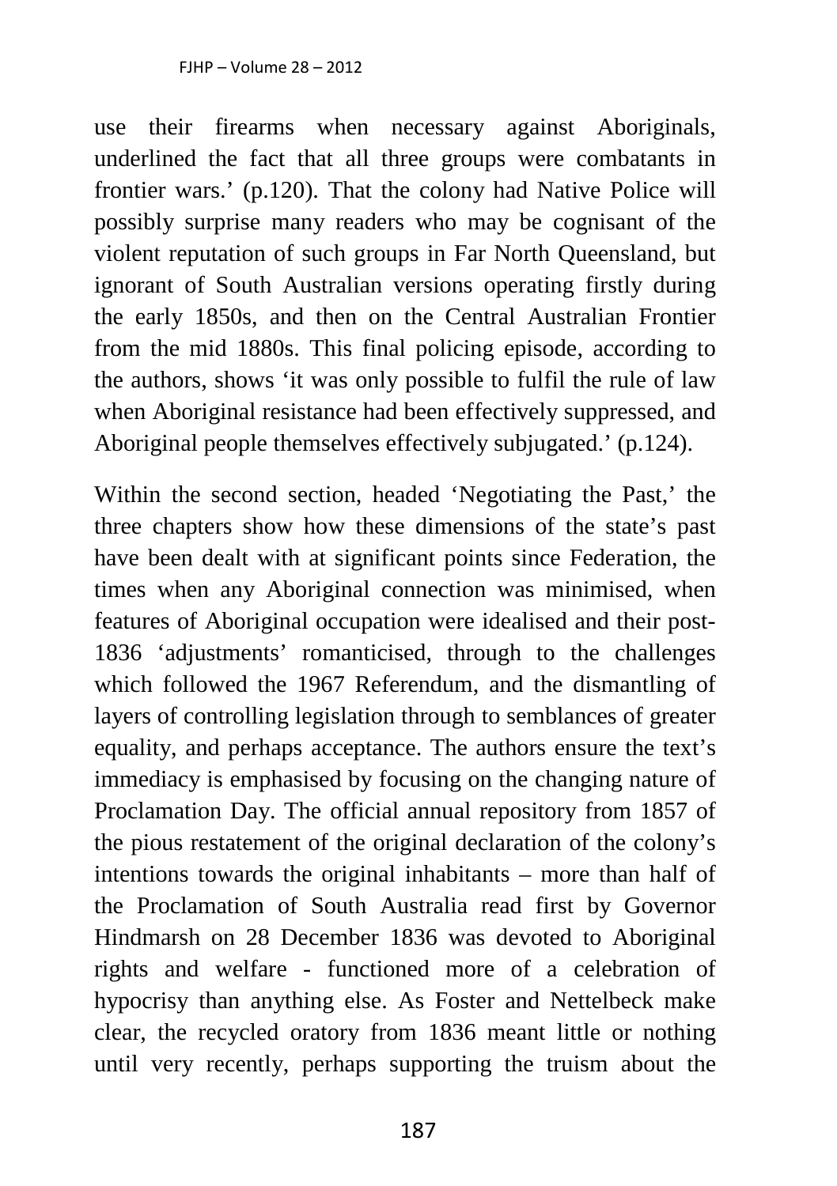use their firearms when necessary against Aboriginals, underlined the fact that all three groups were combatants in frontier wars.' (p.120). That the colony had Native Police will possibly surprise many readers who may be cognisant of the violent reputation of such groups in Far North Queensland, but ignorant of South Australian versions operating firstly during the early 1850s, and then on the Central Australian Frontier from the mid 1880s. This final policing episode, according to the authors, shows 'it was only possible to fulfil the rule of law when Aboriginal resistance had been effectively suppressed, and Aboriginal people themselves effectively subjugated.' (p.124).

Within the second section, headed 'Negotiating the Past,' the three chapters show how these dimensions of the state's past have been dealt with at significant points since Federation, the times when any Aboriginal connection was minimised, when features of Aboriginal occupation were idealised and their post-1836 'adjustments' romanticised, through to the challenges which followed the 1967 Referendum, and the dismantling of layers of controlling legislation through to semblances of greater equality, and perhaps acceptance. The authors ensure the text's immediacy is emphasised by focusing on the changing nature of Proclamation Day. The official annual repository from 1857 of the pious restatement of the original declaration of the colony's intentions towards the original inhabitants – more than half of the Proclamation of South Australia read first by Governor Hindmarsh on 28 December 1836 was devoted to Aboriginal rights and welfare - functioned more of a celebration of hypocrisy than anything else. As Foster and Nettelbeck make clear, the recycled oratory from 1836 meant little or nothing until very recently, perhaps supporting the truism about the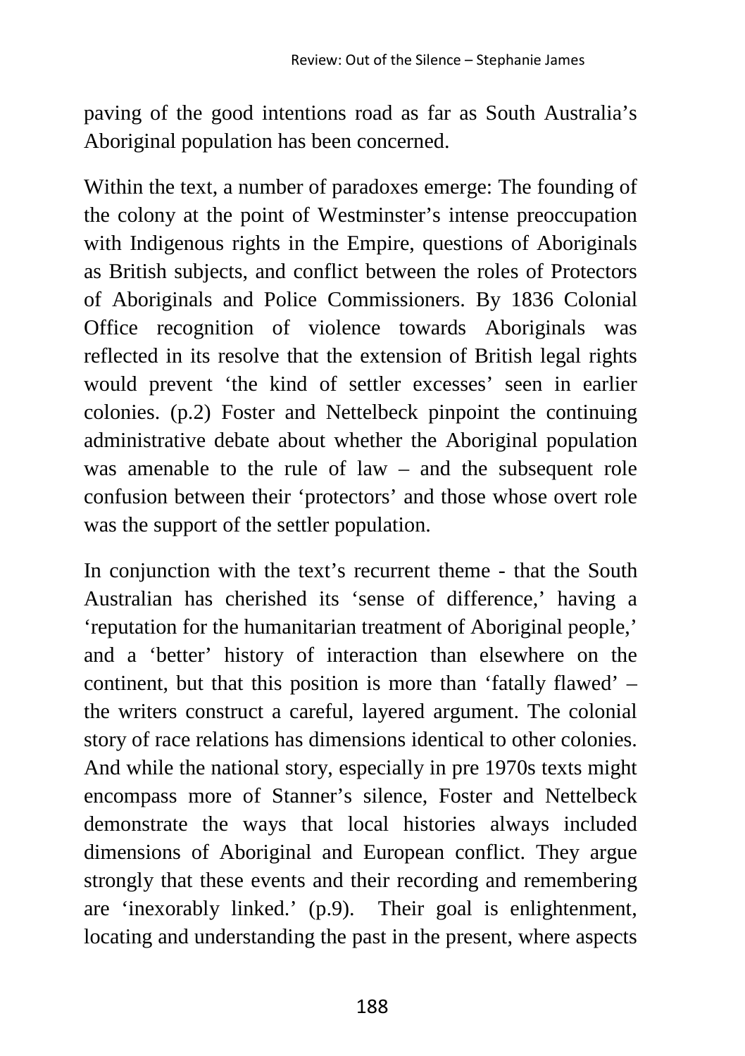paving of the good intentions road as far as South Australia's Aboriginal population has been concerned.

Within the text, a number of paradoxes emerge: The founding of the colony at the point of Westminster's intense preoccupation with Indigenous rights in the Empire, questions of Aboriginals as British subjects, and conflict between the roles of Protectors of Aboriginals and Police Commissioners. By 1836 Colonial Office recognition of violence towards Aboriginals was reflected in its resolve that the extension of British legal rights would prevent 'the kind of settler excesses' seen in earlier colonies. (p.2) Foster and Nettelbeck pinpoint the continuing administrative debate about whether the Aboriginal population was amenable to the rule of law – and the subsequent role confusion between their 'protectors' and those whose overt role was the support of the settler population.

In conjunction with the text's recurrent theme - that the South Australian has cherished its 'sense of difference,' having a 'reputation for the humanitarian treatment of Aboriginal people,' and a 'better' history of interaction than elsewhere on the continent, but that this position is more than 'fatally flawed' – the writers construct a careful, layered argument. The colonial story of race relations has dimensions identical to other colonies. And while the national story, especially in pre 1970s texts might encompass more of Stanner's silence, Foster and Nettelbeck demonstrate the ways that local histories always included dimensions of Aboriginal and European conflict. They argue strongly that these events and their recording and remembering are 'inexorably linked.' (p.9). Their goal is enlightenment, locating and understanding the past in the present, where aspects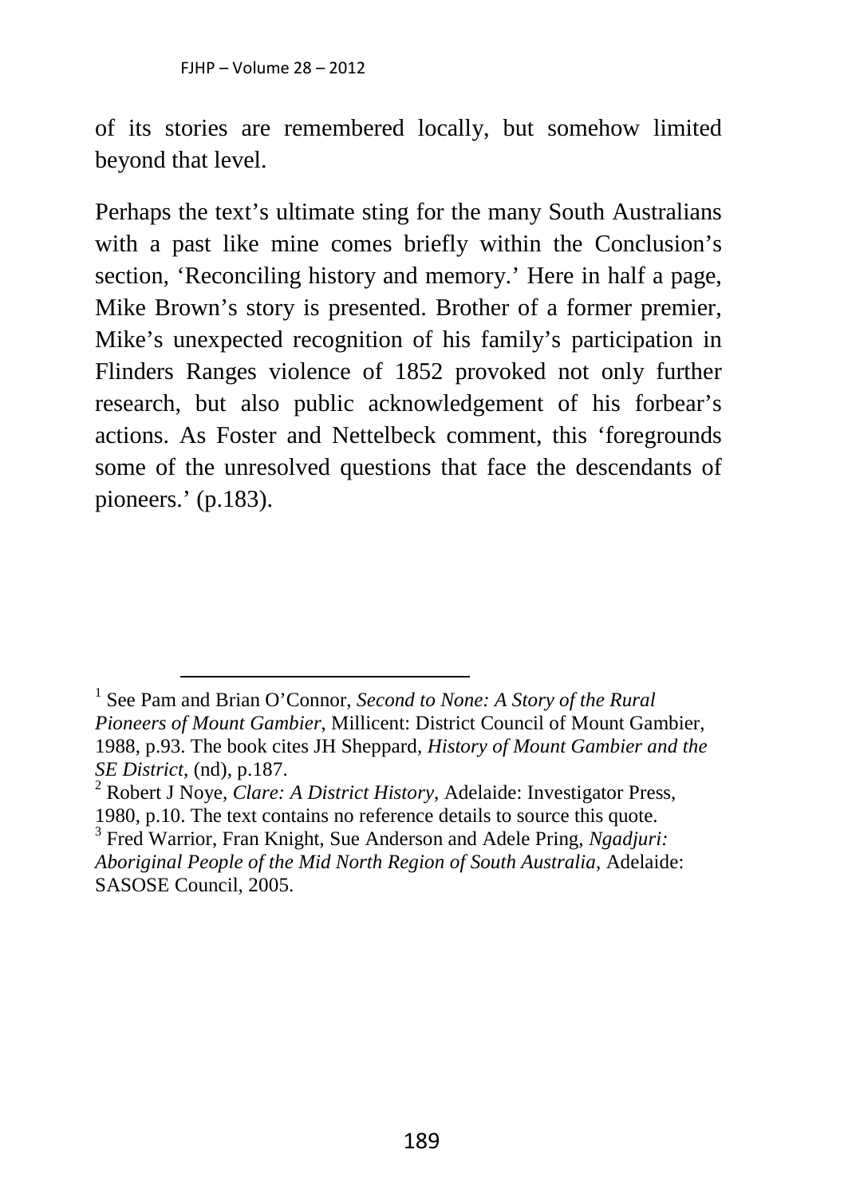of its stories are remembered locally, but somehow limited beyond that level.

Perhaps the text's ultimate sting for the many South Australians with a past like mine comes briefly within the Conclusion's section, 'Reconciling history and memory.' Here in half a page, Mike Brown's story is presented. Brother of a former premier, Mike's unexpected recognition of his family's participation in Flinders Ranges violence of 1852 provoked not only further research, but also public acknowledgement of his forbear's actions. As Foster and Nettelbeck comment, this 'foregrounds some of the unresolved questions that face the descendants of pioneers.' (p.183).

---

[1] See Pam and Brian O'Connor, *Second to None: A Story of the Rural Pioneers of Mount Gambier*, Millicent: District Council of Mount Gambier, 1988, p.93. The book cites JH Sheppard, *History of Mount Gambier and the SE District*, (nd), p.187.

[2] Robert J Noye, *Clare: A District History*, Adelaide: Investigator Press, 1980, p.10. The text contains no reference details to source this quote.

[3] Fred Warrior, Fran Knight, Sue Anderson and Adele Pring, *Ngadjuri: Aboriginal People of the Mid North Region of South Australia*, Adelaide: SASOSE Council, 2005.